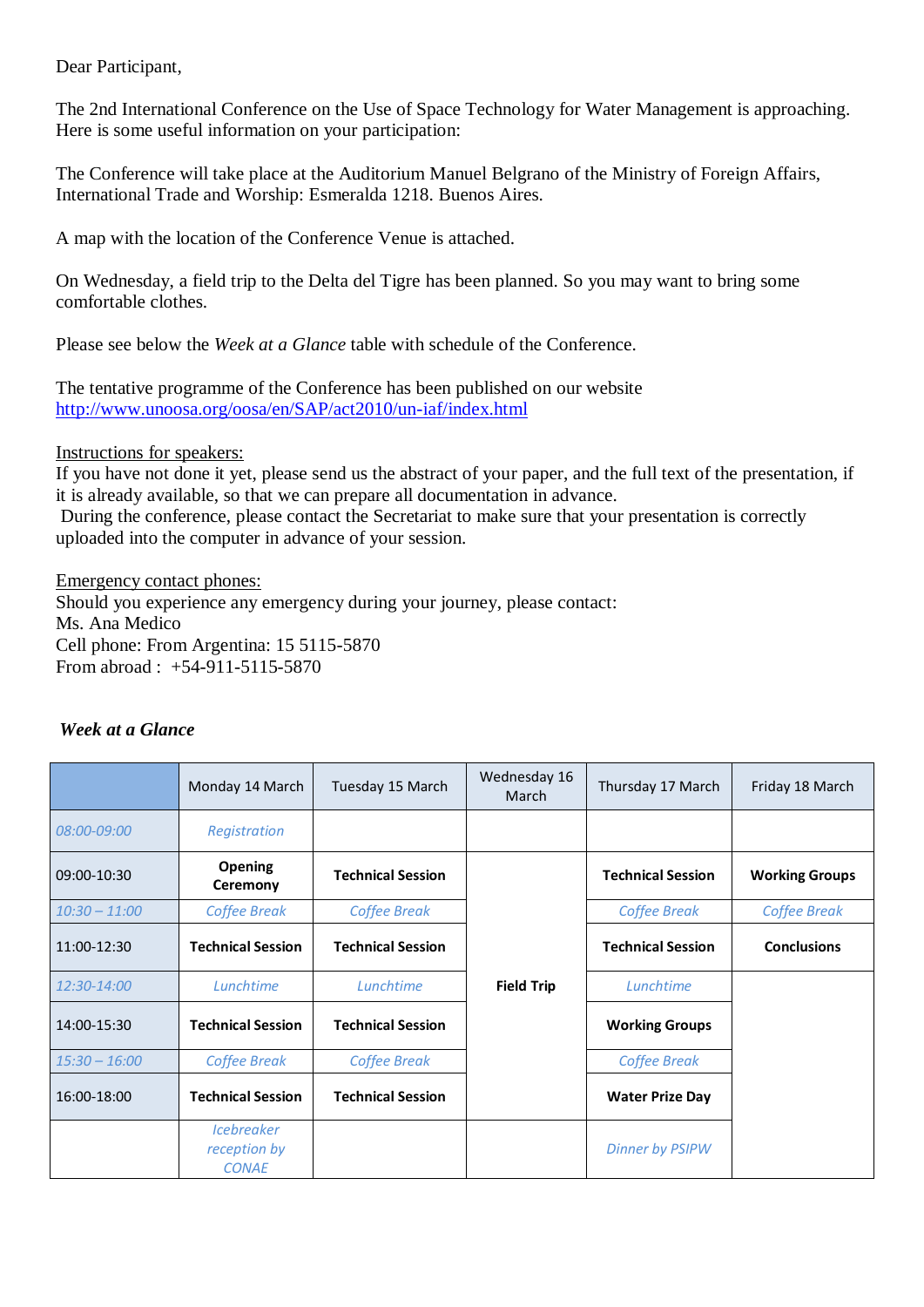Dear Participant,

The 2nd International Conference on the Use of Space Technology for Water Management is approaching. Here is some useful information on your participation:

The Conference will take place at the Auditorium Manuel Belgrano of the Ministry of Foreign Affairs, International Trade and Worship: Esmeralda 1218. Buenos Aires.

A map with the location of the Conference Venue is attached.

On Wednesday, a field trip to the Delta del Tigre has been planned. So you may want to bring some comfortable clothes.

Please see below the *Week at a Glance* table with schedule of the Conference.

The tentative programme of the Conference has been published on our website [http://www.unoosa.org/oosa/en/SAP/act2010/un-iaf/index.html](http://www.unoosa.org/oosa/en/SAP/act2010/un-iaf/index.html)

Instructions for speakers:
If you have not done it yet, please send us the abstract of your paper, and the full text of the presentation, if it is already available, so that we can prepare all documentation in advance.
During the conference, please contact the Secretariat to make sure that your presentation is correctly uploaded into the computer in advance of your session.

Emergency contact phones:
Should you experience any emergency during your journey, please contact:
Ms. Ana Medico
Cell phone: From Argentina: 15 5115-5870
From abroad : +54-911-5115-5870

### *Week at a Glance*

| | Monday 14 March | Tuesday 15 March | Wednesday 16 March | Thursday 17 March | Friday 18 March |
|---|---|---|---|---|---|
| *08:00-09:00* | *Registration* | | | | |
| 09:00-10:30 | **Opening Ceremony** | **Technical Session** | | **Technical Session** | **Working Groups** |
| *10:30 – 11:00* | *Coffee Break* | *Coffee Break* | | *Coffee Break* | *Coffee Break* |
| 11:00-12:30 | **Technical Session** | **Technical Session** | | **Technical Session** | **Conclusions** |
| *12:30-14:00* | *Lunchtime* | *Lunchtime* | **Field Trip** | *Lunchtime* | |
| 14:00-15:30 | **Technical Session** | **Technical Session** | | **Working Groups** | |
| *15:30 – 16:00* | *Coffee Break* | *Coffee Break* | | *Coffee Break* | |
| 16:00-18:00 | **Technical Session** | **Technical Session** | | **Water Prize Day** | |
| | *Icebreaker reception by CONAE* | | | *Dinner by PSIPW* | |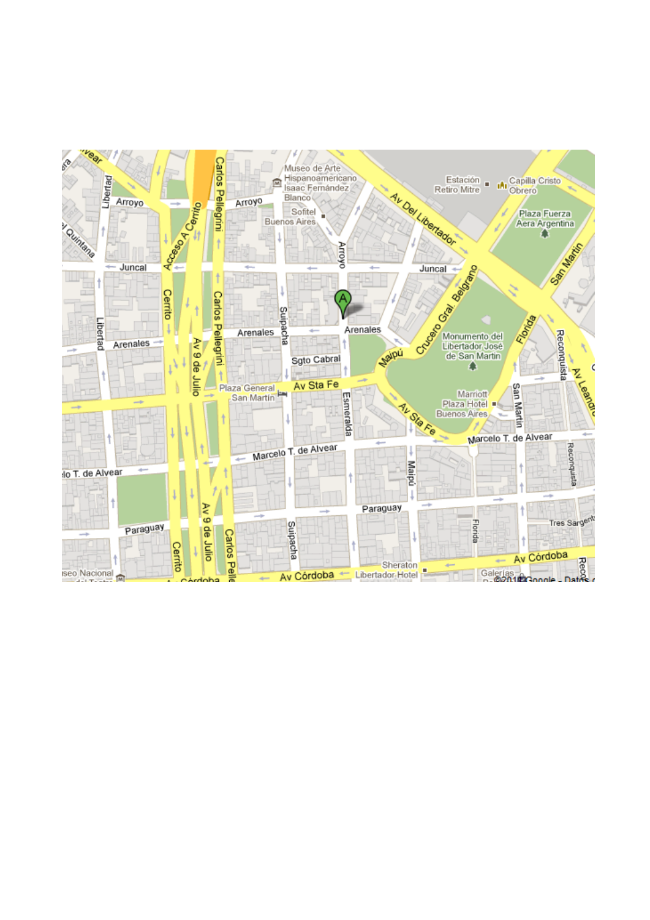Museo de Arte Hispanoamericano Isaac Fernández Blanco

Sofitel Buenos Aires

Estación Retiro Mitre

Capilla Cristo Obrero

Plaza Fuerza Aera Argentina

Av Del Libertador

Arroyo

Libertad

Acceso A Cerrito

Carlos Pellegrini

Juncal

Cerrito

Suipacha

Arenales

Crucero Gral. Belgrano

Monumento del Libertador José de San Martín

Florida

Reconquista

San Martín

Av Leandro

Quintana

Av 9 de Julio

Sgto Cabral

Maipú

Av Sta Fe

Plaza General San Martín

Esmeralda

Marriott Plaza Hotel Buenos Aires

Marcelo T. de Alvear

Paraguay

Tres Sargentos

Av Córdoba

Sheraton Libertador Hotel

Galerías

Museo Nacional

©2011 Google - Datos